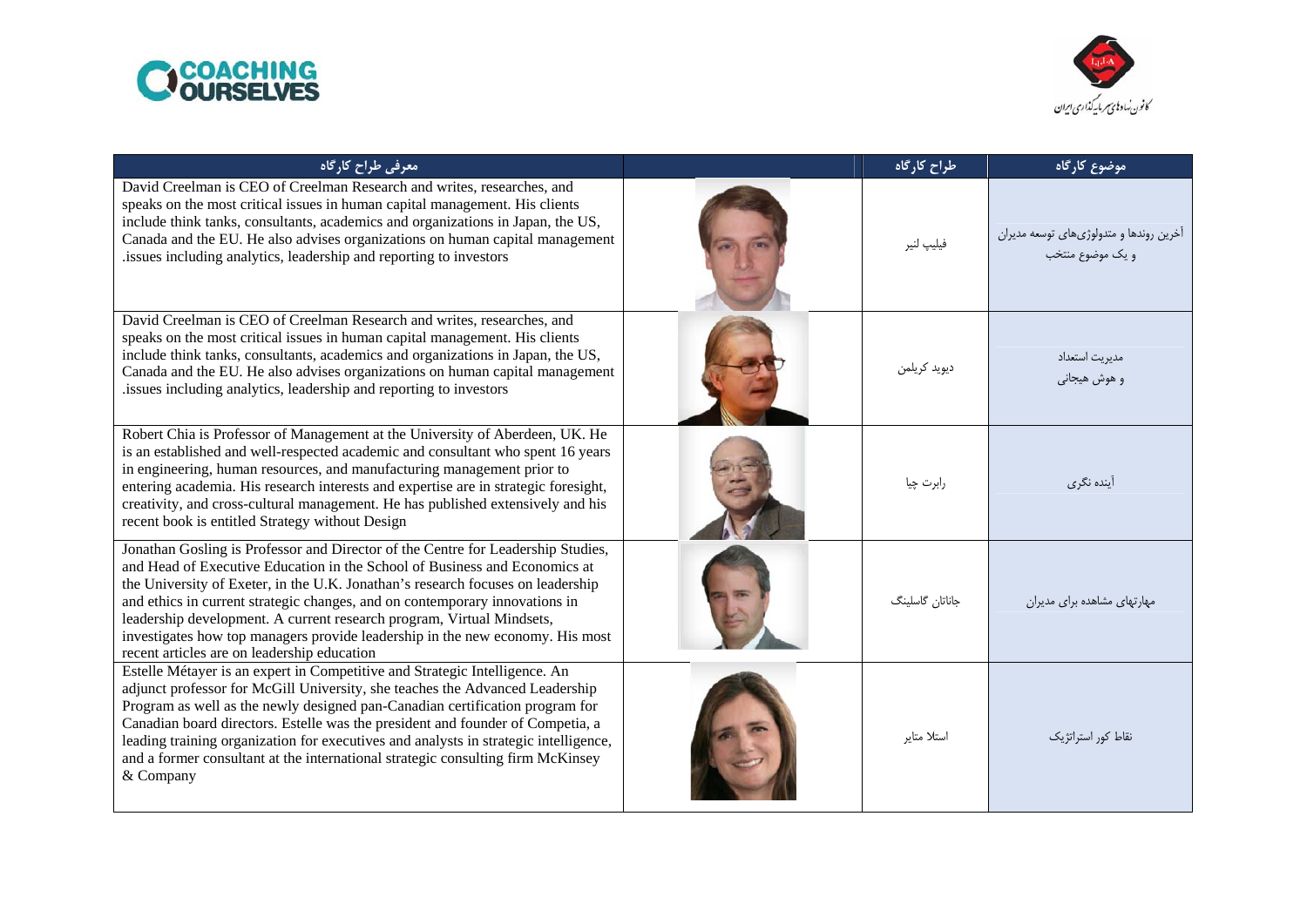| معرفی طراح کارگاه | | طراح کارگاه | موضوع کارگاه |
|---|---|---|---|
| David Creelman is CEO of Creelman Research and writes, researches, and speaks on the most critical issues in human capital management. His clients include think tanks, consultants, academics and organizations in Japan, the US, Canada and the EU. He also advises organizations on human capital management issues including analytics, leadership and reporting to investors. | | فیلیپ لنیر | آخرین روندها و متدولوژی‌های توسعه مدیران و یک موضوع منتخب |
| David Creelman is CEO of Creelman Research and writes, researches, and speaks on the most critical issues in human capital management. His clients include think tanks, consultants, academics and organizations in Japan, the US, Canada and the EU. He also advises organizations on human capital management issues including analytics, leadership and reporting to investors. | | دیوید کریلمن | مدیریت استعداد و هوش هیجانی |
| Robert Chia is Professor of Management at the University of Aberdeen, UK. He is an established and well-respected academic and consultant who spent 16 years in engineering, human resources, and manufacturing management prior to entering academia. His research interests and expertise are in strategic foresight, creativity, and cross-cultural management. He has published extensively and his recent book is entitled Strategy without Design | | رابرت چیا | آینده نگری |
| Jonathan Gosling is Professor and Director of the Centre for Leadership Studies, and Head of Executive Education in the School of Business and Economics at the University of Exeter, in the U.K. Jonathan's research focuses on leadership and ethics in current strategic changes, and on contemporary innovations in leadership development. A current research program, Virtual Mindsets, investigates how top managers provide leadership in the new economy. His most recent articles are on leadership education | | جاناتان گاسلینگ | مهارتهای مشاهده برای مدیران |
| Estelle Métayer is an expert in Competitive and Strategic Intelligence. An adjunct professor for McGill University, she teaches the Advanced Leadership Program as well as the newly designed pan-Canadian certification program for Canadian board directors. Estelle was the president and founder of Competia, a leading training organization for executives and analysts in strategic intelligence, and a former consultant at the international strategic consulting firm McKinsey & Company | | استلا متایر | نقاط کور استراتژیک |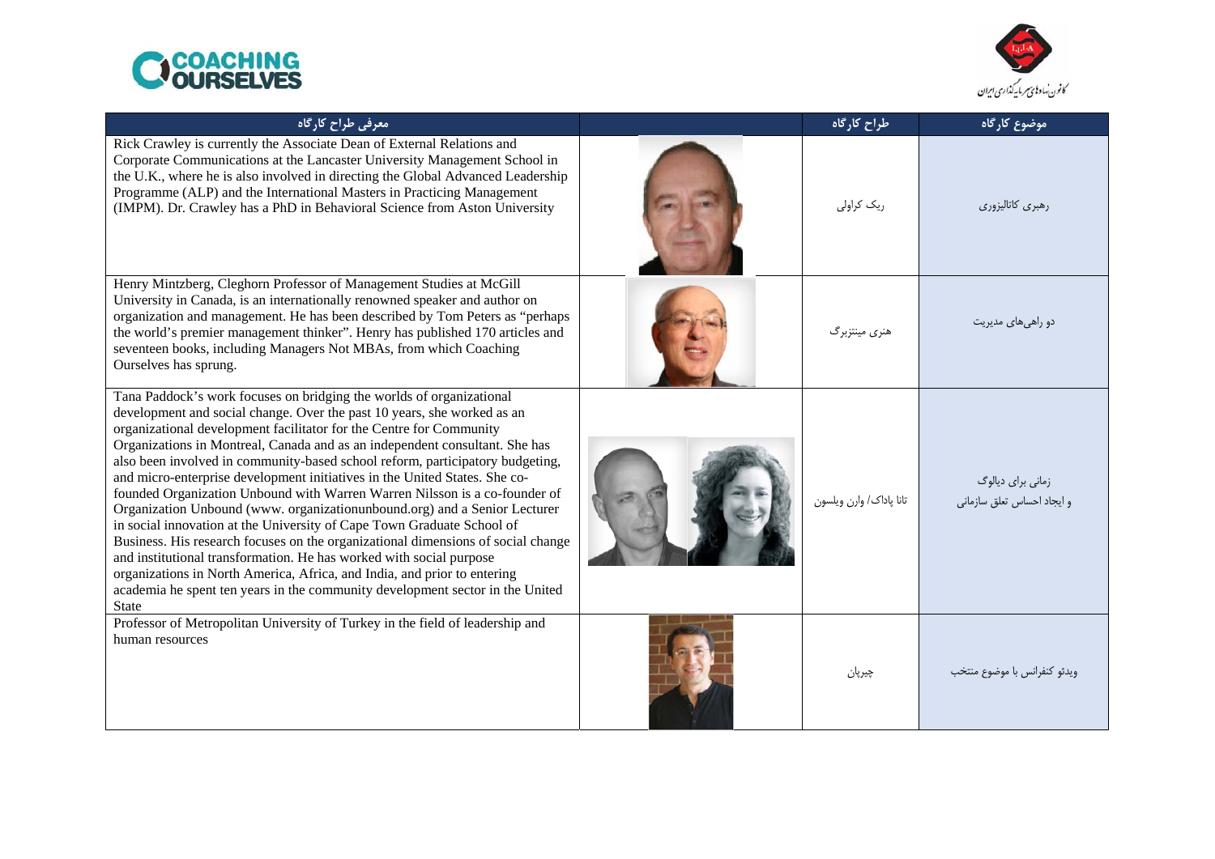| معرفی طراح کارگاه | | طراح کارگاه | موضوع کارگاه |
|---|---|---|---|
| Rick Crawley is currently the Associate Dean of External Relations and Corporate Communications at the Lancaster University Management School in the U.K., where he is also involved in directing the Global Advanced Leadership Programme (ALP) and the International Masters in Practicing Management (IMPM). Dr. Crawley has a PhD in Behavioral Science from Aston University | | ریک کراولی | رهبری کاتالیزوری |
| Henry Mintzberg, Cleghorn Professor of Management Studies at McGill University in Canada, is an internationally renowned speaker and author on organization and management. He has been described by Tom Peters as "perhaps the world's premier management thinker". Henry has published 170 articles and seventeen books, including Managers Not MBAs, from which Coaching Ourselves has sprung. | | هنری مینتزبرگ | دو راهی‌های مدیریت |
| Tana Paddock's work focuses on bridging the worlds of organizational development and social change. Over the past 10 years, she worked as an organizational development facilitator for the Centre for Community Organizations in Montreal, Canada and as an independent consultant. She has also been involved in community-based school reform, participatory budgeting, and micro-enterprise development initiatives in the United States. She co-founded Organization Unbound with Warren Warren Nilsson is a co-founder of Organization Unbound (www. organizationunbound.org) and a Senior Lecturer in social innovation at the University of Cape Town Graduate School of Business. His research focuses on the organizational dimensions of social change and institutional transformation. He has worked with social purpose organizations in North America, Africa, and India, and prior to entering academia he spent ten years in the community development sector in the United State | | تانا پاداک/ وارن ویلسون | زمانی برای دیالوگ و ایجاد احساس تعلق سازمانی |
| Professor of Metropolitan University of Turkey in the field of leadership and human resources | | چیریان | ویدئو کنفرانس با موضوع منتخب |